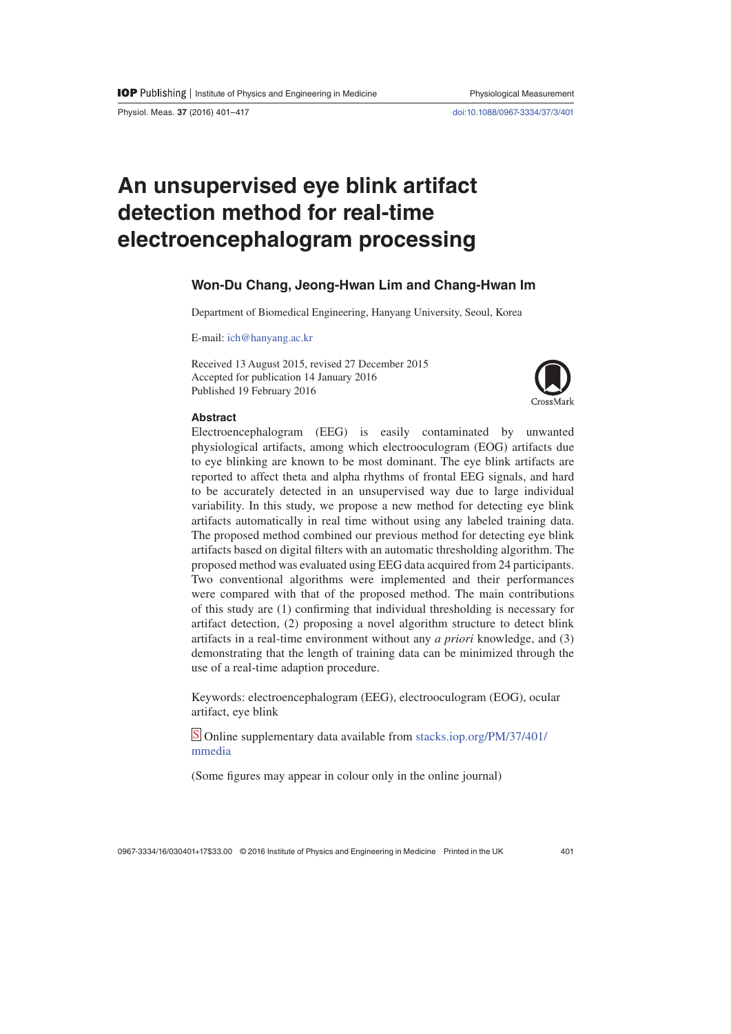# An unsupervised eye blink artifact detection method for real-time electroencephalogram processing

**Won-Du Chang, Jeong-Hwan Lim and Chang-Hwan Im**

Department of Biomedical Engineering, Hanyang University, Seoul, Korea

E-mail: ich@hanyang.ac.kr

Received 13 August 2015, revised 27 December 2015
Accepted for publication 14 January 2016
Published 19 February 2016

### Abstract

Electroencephalogram (EEG) is easily contaminated by unwanted physiological artifacts, among which electrooculogram (EOG) artifacts due to eye blinking are known to be most dominant. The eye blink artifacts are reported to affect theta and alpha rhythms of frontal EEG signals, and hard to be accurately detected in an unsupervised way due to large individual variability. In this study, we propose a new method for detecting eye blink artifacts automatically in real time without using any labeled training data. The proposed method combined our previous method for detecting eye blink artifacts based on digital filters with an automatic thresholding algorithm. The proposed method was evaluated using EEG data acquired from 24 participants. Two conventional algorithms were implemented and their performances were compared with that of the proposed method. The main contributions of this study are (1) confirming that individual thresholding is necessary for artifact detection, (2) proposing a novel algorithm structure to detect blink artifacts in a real-time environment without any *a priori* knowledge, and (3) demonstrating that the length of training data can be minimized through the use of a real-time adaption procedure.

Keywords: electroencephalogram (EEG), electrooculogram (EOG), ocular artifact, eye blink

S Online supplementary data available from stacks.iop.org/PM/37/401/mmedia

(Some figures may appear in colour only in the online journal)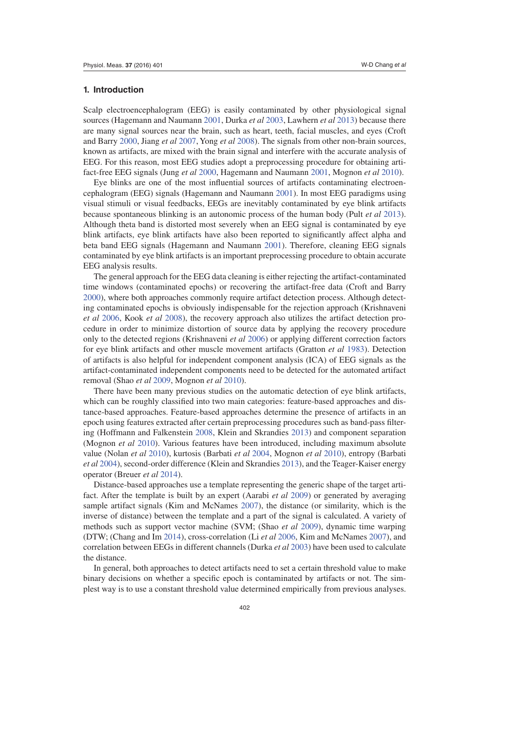## 1. Introduction

Scalp electroencephalogram (EEG) is easily contaminated by other physiological signal sources (Hagemann and Naumann 2001, Durka *et al* 2003, Lawhern *et al* 2013) because there are many signal sources near the brain, such as heart, teeth, facial muscles, and eyes (Croft and Barry 2000, Jiang *et al* 2007, Yong *et al* 2008). The signals from other non-brain sources, known as artifacts, are mixed with the brain signal and interfere with the accurate analysis of EEG. For this reason, most EEG studies adopt a preprocessing procedure for obtaining artifact-free EEG signals (Jung *et al* 2000, Hagemann and Naumann 2001, Mognon *et al* 2010).

Eye blinks are one of the most influential sources of artifacts contaminating electroencephalogram (EEG) signals (Hagemann and Naumann 2001). In most EEG paradigms using visual stimuli or visual feedbacks, EEGs are inevitably contaminated by eye blink artifacts because spontaneous blinking is an autonomic process of the human body (Pult *et al* 2013). Although theta band is distorted most severely when an EEG signal is contaminated by eye blink artifacts, eye blink artifacts have also been reported to significantly affect alpha and beta band EEG signals (Hagemann and Naumann 2001). Therefore, cleaning EEG signals contaminated by eye blink artifacts is an important preprocessing procedure to obtain accurate EEG analysis results.

The general approach for the EEG data cleaning is either rejecting the artifact-contaminated time windows (contaminated epochs) or recovering the artifact-free data (Croft and Barry 2000), where both approaches commonly require artifact detection process. Although detecting contaminated epochs is obviously indispensable for the rejection approach (Krishnaveni *et al* 2006, Kook *et al* 2008), the recovery approach also utilizes the artifact detection procedure in order to minimize distortion of source data by applying the recovery procedure only to the detected regions (Krishnaveni *et al* 2006) or applying different correction factors for eye blink artifacts and other muscle movement artifacts (Gratton *et al* 1983). Detection of artifacts is also helpful for independent component analysis (ICA) of EEG signals as the artifact-contaminated independent components need to be detected for the automated artifact removal (Shao *et al* 2009, Mognon *et al* 2010).

There have been many previous studies on the automatic detection of eye blink artifacts, which can be roughly classified into two main categories: feature-based approaches and distance-based approaches. Feature-based approaches determine the presence of artifacts in an epoch using features extracted after certain preprocessing procedures such as band-pass filtering (Hoffmann and Falkenstein 2008, Klein and Skrandies 2013) and component separation (Mognon *et al* 2010). Various features have been introduced, including maximum absolute value (Nolan *et al* 2010), kurtosis (Barbati *et al* 2004, Mognon *et al* 2010), entropy (Barbati *et al* 2004), second-order difference (Klein and Skrandies 2013), and the Teager-Kaiser energy operator (Breuer *et al* 2014).

Distance-based approaches use a template representing the generic shape of the target artifact. After the template is built by an expert (Aarabi *et al* 2009) or generated by averaging sample artifact signals (Kim and McNames 2007), the distance (or similarity, which is the inverse of distance) between the template and a part of the signal is calculated. A variety of methods such as support vector machine (SVM; (Shao *et al* 2009), dynamic time warping (DTW; (Chang and Im 2014), cross-correlation (Li *et al* 2006, Kim and McNames 2007), and correlation between EEGs in different channels (Durka *et al* 2003) have been used to calculate the distance.

In general, both approaches to detect artifacts need to set a certain threshold value to make binary decisions on whether a specific epoch is contaminated by artifacts or not. The simplest way is to use a constant threshold value determined empirically from previous analyses.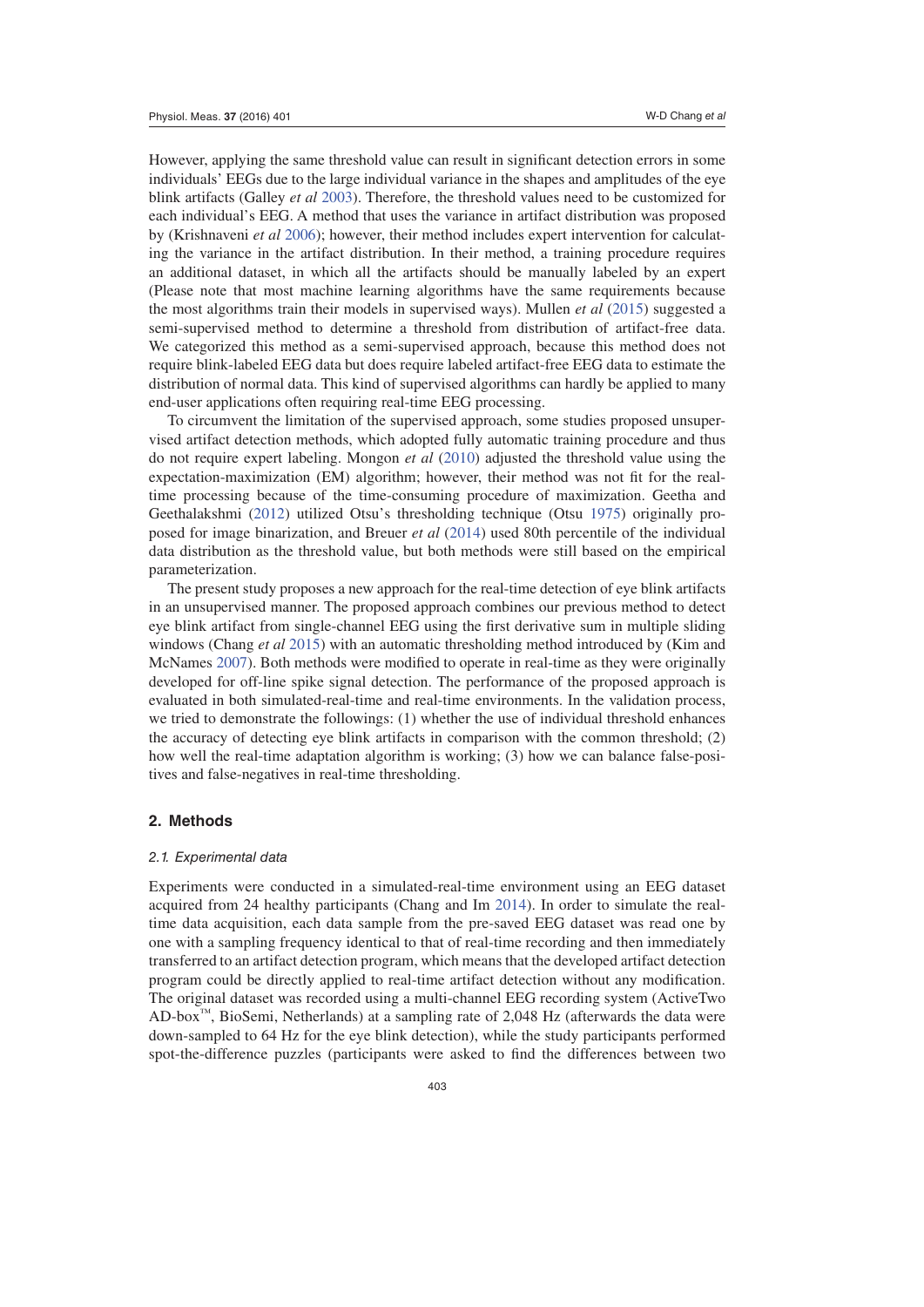However, applying the same threshold value can result in significant detection errors in some individuals' EEGs due to the large individual variance in the shapes and amplitudes of the eye blink artifacts (Galley *et al* 2003). Therefore, the threshold values need to be customized for each individual's EEG. A method that uses the variance in artifact distribution was proposed by (Krishnaveni *et al* 2006); however, their method includes expert intervention for calculating the variance in the artifact distribution. In their method, a training procedure requires an additional dataset, in which all the artifacts should be manually labeled by an expert (Please note that most machine learning algorithms have the same requirements because the most algorithms train their models in supervised ways). Mullen *et al* (2015) suggested a semi-supervised method to determine a threshold from distribution of artifact-free data. We categorized this method as a semi-supervised approach, because this method does not require blink-labeled EEG data but does require labeled artifact-free EEG data to estimate the distribution of normal data. This kind of supervised algorithms can hardly be applied to many end-user applications often requiring real-time EEG processing.

To circumvent the limitation of the supervised approach, some studies proposed unsupervised artifact detection methods, which adopted fully automatic training procedure and thus do not require expert labeling. Mongon *et al* (2010) adjusted the threshold value using the expectation-maximization (EM) algorithm; however, their method was not fit for the real-time processing because of the time-consuming procedure of maximization. Geetha and Geethalakshmi (2012) utilized Otsu's thresholding technique (Otsu 1975) originally proposed for image binarization, and Breuer *et al* (2014) used 80th percentile of the individual data distribution as the threshold value, but both methods were still based on the empirical parameterization.

The present study proposes a new approach for the real-time detection of eye blink artifacts in an unsupervised manner. The proposed approach combines our previous method to detect eye blink artifact from single-channel EEG using the first derivative sum in multiple sliding windows (Chang *et al* 2015) with an automatic thresholding method introduced by (Kim and McNames 2007). Both methods were modified to operate in real-time as they were originally developed for off-line spike signal detection. The performance of the proposed approach is evaluated in both simulated-real-time and real-time environments. In the validation process, we tried to demonstrate the followings: (1) whether the use of individual threshold enhances the accuracy of detecting eye blink artifacts in comparison with the common threshold; (2) how well the real-time adaptation algorithm is working; (3) how we can balance false-positives and false-negatives in real-time thresholding.

## 2. Methods

### *2.1. Experimental data*

Experiments were conducted in a simulated-real-time environment using an EEG dataset acquired from 24 healthy participants (Chang and Im 2014). In order to simulate the real-time data acquisition, each data sample from the pre-saved EEG dataset was read one by one with a sampling frequency identical to that of real-time recording and then immediately transferred to an artifact detection program, which means that the developed artifact detection program could be directly applied to real-time artifact detection without any modification. The original dataset was recorded using a multi-channel EEG recording system (ActiveTwo AD-box™, BioSemi, Netherlands) at a sampling rate of 2,048 Hz (afterwards the data were down-sampled to 64 Hz for the eye blink detection), while the study participants performed spot-the-difference puzzles (participants were asked to find the differences between two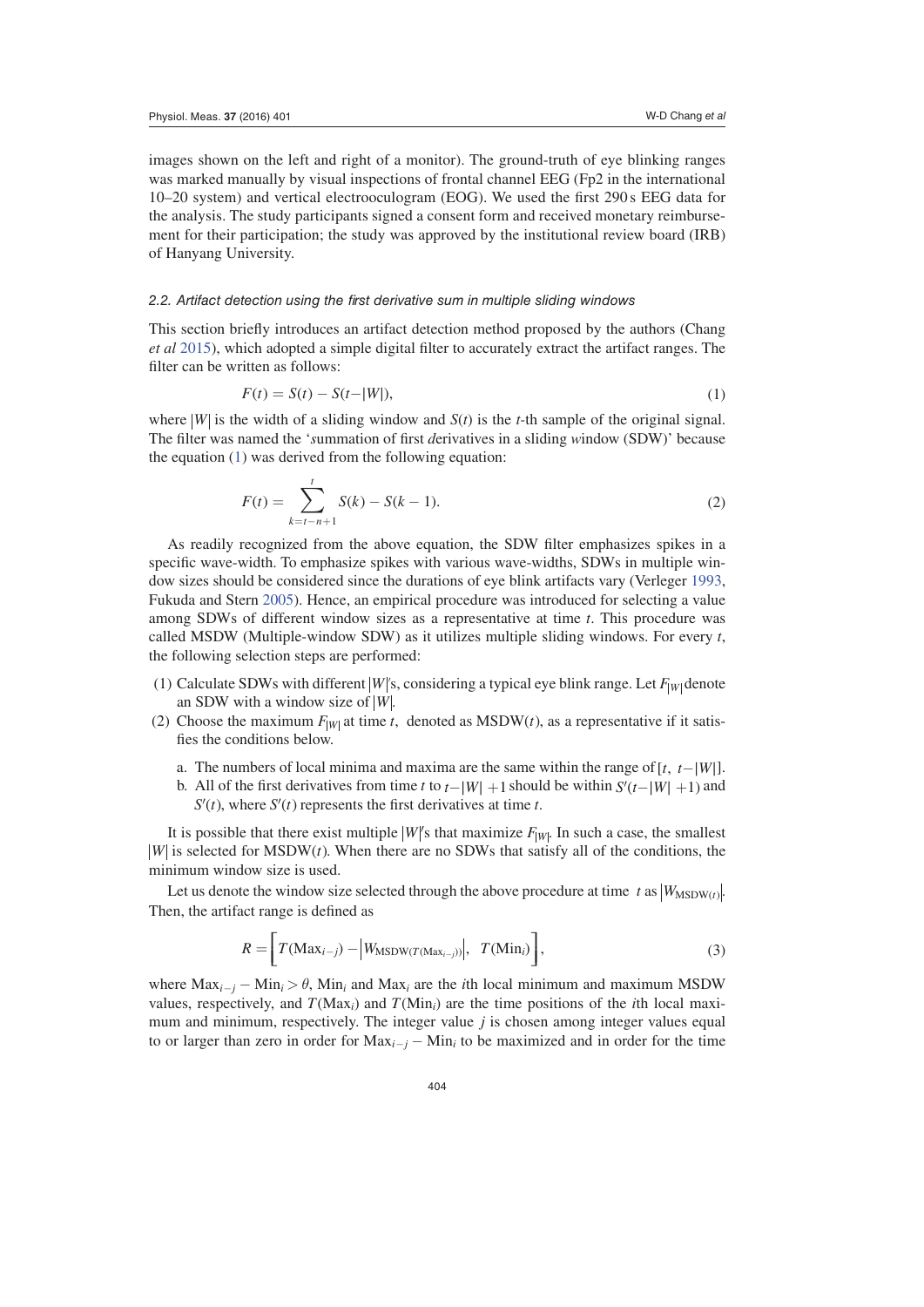images shown on the left and right of a monitor). The ground-truth of eye blinking ranges was marked manually by visual inspections of frontal channel EEG (Fp2 in the international 10–20 system) and vertical electrooculogram (EOG). We used the first 290 s EEG data for the analysis. The study participants signed a consent form and received monetary reimbursement for their participation; the study was approved by the institutional review board (IRB) of Hanyang University.

### 2.2. Artifact detection using the first derivative sum in multiple sliding windows

This section briefly introduces an artifact detection method proposed by the authors (Chang *et al* 2015), which adopted a simple digital filter to accurately extract the artifact ranges. The filter can be written as follows:

$$F(t) = S(t) - S(t - |W|), \tag{1}$$

where $|W|$ is the width of a sliding window and $S(t)$ is the $t$-th sample of the original signal. The filter was named the '*s*ummation of first *d*erivatives in a sliding *w*indow (SDW)' because the equation (1) was derived from the following equation:

$$F(t) = \sum_{k=t-n+1}^{t} S(k) - S(k-1). \tag{2}$$

As readily recognized from the above equation, the SDW filter emphasizes spikes in a specific wave-width. To emphasize spikes with various wave-widths, SDWs in multiple window sizes should be considered since the durations of eye blink artifacts vary (Verleger 1993, Fukuda and Stern 2005). Hence, an empirical procedure was introduced for selecting a value among SDWs of different window sizes as a representative at time $t$. This procedure was called MSDW (Multiple-window SDW) as it utilizes multiple sliding windows. For every $t$, the following selection steps are performed:

(1) Calculate SDWs with different $|W|$'s, considering a typical eye blink range. Let $F_{|W|}$ denote an SDW with a window size of $|W|$.
(2) Choose the maximum $F_{|W|}$ at time $t$, denoted as MSDW($t$), as a representative if it satisfies the conditions below.
   a. The numbers of local minima and maxima are the same within the range of $[t, \ t - |W|]$.
   b. All of the first derivatives from time $t$ to $t - |W| + 1$ should be within $S'(t - |W| + 1)$ and $S'(t)$, where $S'(t)$ represents the first derivatives at time $t$.

It is possible that there exist multiple $|W|$'s that maximize $F_{|W|}$. In such a case, the smallest $|W|$ is selected for MSDW($t$). When there are no SDWs that satisfy all of the conditions, the minimum window size is used.

Let us denote the window size selected through the above procedure at time $t$ as $|W_{\mathrm{MSDW}(t)}|$. Then, the artifact range is defined as

$$R = \left[ T(\mathrm{Max}_{i-j}) - \left| W_{\mathrm{MSDW}(T(\mathrm{Max}_{i-j}))} \right|, \ \ T(\mathrm{Min}_i) \right], \tag{3}$$

where $\mathrm{Max}_{i-j} - \mathrm{Min}_i > \theta$, $\mathrm{Min}_i$ and $\mathrm{Max}_i$ are the $i$th local minimum and maximum MSDW values, respectively, and $T(\mathrm{Max}_i)$ and $T(\mathrm{Min}_i)$ are the time positions of the $i$th local maximum and minimum, respectively. The integer value $j$ is chosen among integer values equal to or larger than zero in order for $\mathrm{Max}_{i-j} - \mathrm{Min}_i$ to be maximized and in order for the time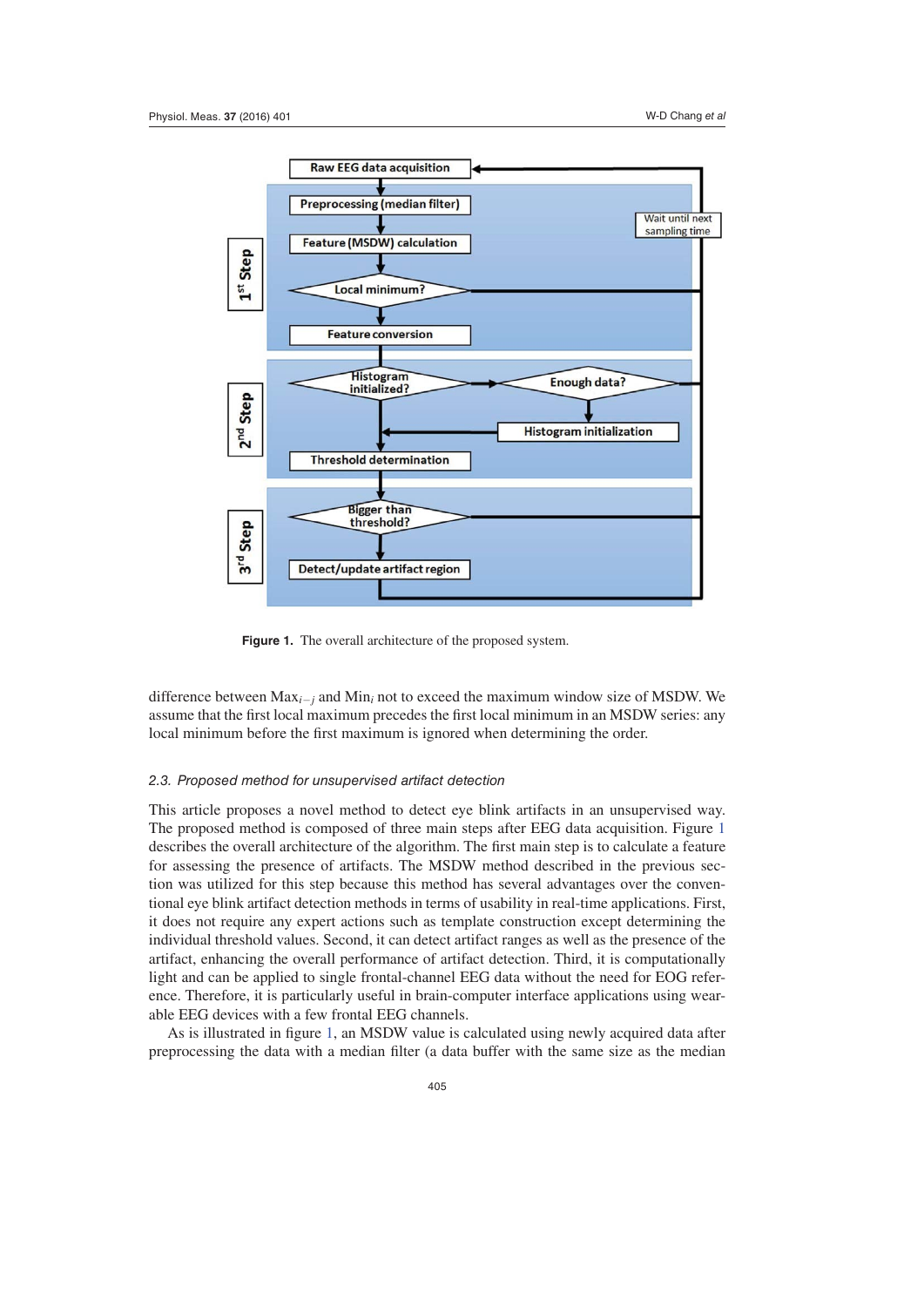Figure 1. The overall architecture of the proposed system.

difference between $\text{Max}_{i-j}$ and $\text{Min}_i$ not to exceed the maximum window size of MSDW. We assume that the first local maximum precedes the first local minimum in an MSDW series: any local minimum before the first maximum is ignored when determining the order.

### 2.3. Proposed method for unsupervised artifact detection

This article proposes a novel method to detect eye blink artifacts in an unsupervised way. The proposed method is composed of three main steps after EEG data acquisition. Figure 1 describes the overall architecture of the algorithm. The first main step is to calculate a feature for assessing the presence of artifacts. The MSDW method described in the previous section was utilized for this step because this method has several advantages over the conventional eye blink artifact detection methods in terms of usability in real-time applications. First, it does not require any expert actions such as template construction except determining the individual threshold values. Second, it can detect artifact ranges as well as the presence of the artifact, enhancing the overall performance of artifact detection. Third, it is computationally light and can be applied to single frontal-channel EEG data without the need for EOG reference. Therefore, it is particularly useful in brain-computer interface applications using wearable EEG devices with a few frontal EEG channels.

As is illustrated in figure 1, an MSDW value is calculated using newly acquired data after preprocessing the data with a median filter (a data buffer with the same size as the median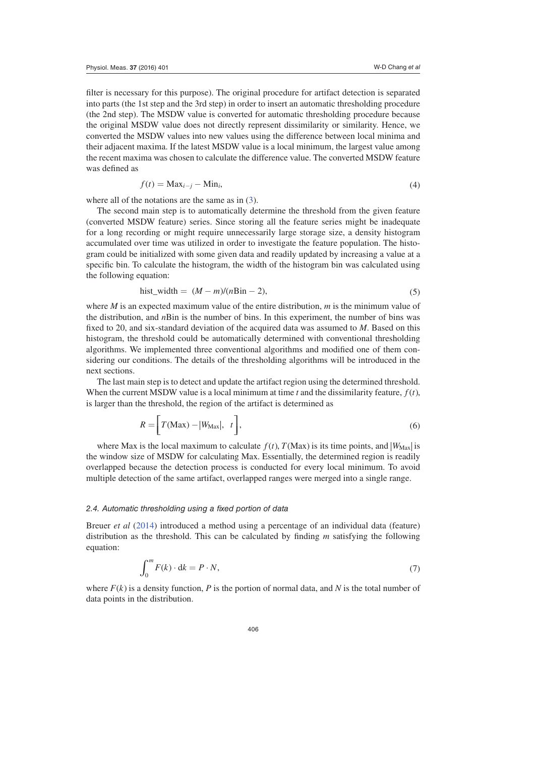filter is necessary for this purpose). The original procedure for artifact detection is separated into parts (the 1st step and the 3rd step) in order to insert an automatic thresholding procedure (the 2nd step). The MSDW value is converted for automatic thresholding procedure because the original MSDW value does not directly represent dissimilarity or similarity. Hence, we converted the MSDW values into new values using the difference between local minima and their adjacent maxima. If the latest MSDW value is a local minimum, the largest value among the recent maxima was chosen to calculate the difference value. The converted MSDW feature was defined as

$$f(t) = \mathrm{Max}_{i-j} - \mathrm{Min}_i, \tag{4}$$

where all of the notations are the same as in (3).

The second main step is to automatically determine the threshold from the given feature (converted MSDW feature) series. Since storing all the feature series might be inadequate for a long recording or might require unnecessarily large storage size, a density histogram accumulated over time was utilized in order to investigate the feature population. The histogram could be initialized with some given data and readily updated by increasing a value at a specific bin. To calculate the histogram, the width of the histogram bin was calculated using the following equation:

$$\mathrm{hist\_width} = (M - m)/(n\mathrm{Bin} - 2), \tag{5}$$

where $M$ is an expected maximum value of the entire distribution, $m$ is the minimum value of the distribution, and $n$Bin is the number of bins. In this experiment, the number of bins was fixed to 20, and six-standard deviation of the acquired data was assumed to $M$. Based on this histogram, the threshold could be automatically determined with conventional thresholding algorithms. We implemented three conventional algorithms and modified one of them considering our conditions. The details of the thresholding algorithms will be introduced in the next sections.

The last main step is to detect and update the artifact region using the determined threshold. When the current MSDW value is a local minimum at time $t$ and the dissimilarity feature, $f(t)$, is larger than the threshold, the region of the artifact is determined as

$$R = \left[ T(\mathrm{Max}) - |W_{\mathrm{Max}}|, \;\; t \right], \tag{6}$$

where Max is the local maximum to calculate $f(t)$, $T(\mathrm{Max})$ is its time points, and $|W_{\mathrm{Max}}|$ is the window size of MSDW for calculating Max. Essentially, the determined region is readily overlapped because the detection process is conducted for every local minimum. To avoid multiple detection of the same artifact, overlapped ranges were merged into a single range.

### 2.4. Automatic thresholding using a fixed portion of data

Breuer *et al* (2014) introduced a method using a percentage of an individual data (feature) distribution as the threshold. This can be calculated by finding $m$ satisfying the following equation:

$$\int_0^m F(k) \cdot \mathrm{d}k = P \cdot N, \tag{7}$$

where $F(k)$ is a density function, $P$ is the portion of normal data, and $N$ is the total number of data points in the distribution.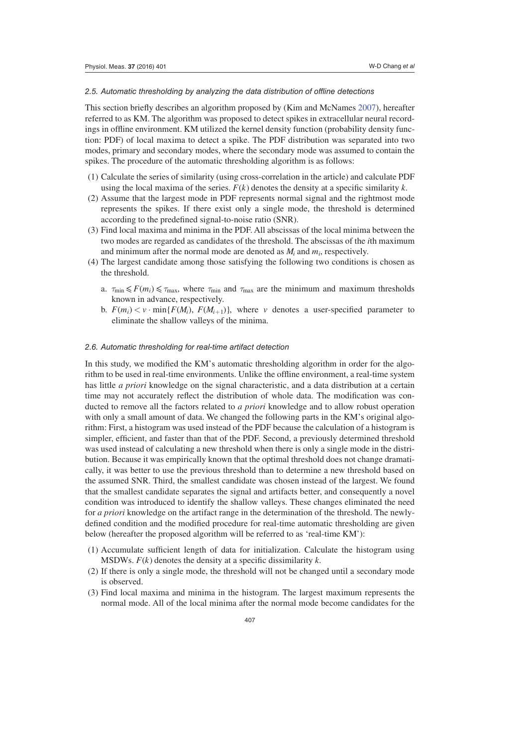### 2.5. Automatic thresholding by analyzing the data distribution of offline detections

This section briefly describes an algorithm proposed by (Kim and McNames 2007), hereafter referred to as KM. The algorithm was proposed to detect spikes in extracellular neural recordings in offline environment. KM utilized the kernel density function (probability density function: PDF) of local maxima to detect a spike. The PDF distribution was separated into two modes, primary and secondary modes, where the secondary mode was assumed to contain the spikes. The procedure of the automatic thresholding algorithm is as follows:

1. Calculate the series of similarity (using cross-correlation in the article) and calculate PDF using the local maxima of the series. $F(k)$ denotes the density at a specific similarity $k$.
2. Assume that the largest mode in PDF represents normal signal and the rightmost mode represents the spikes. If there exist only a single mode, the threshold is determined according to the predefined signal-to-noise ratio (SNR).
3. Find local maxima and minima in the PDF. All abscissas of the local minima between the two modes are regarded as candidates of the threshold. The abscissas of the $i$th maximum and minimum after the normal mode are denoted as $M_i$ and $m_i$, respectively.
4. The largest candidate among those satisfying the following two conditions is chosen as the threshold.
    a. $\tau_{\min} \leqslant F(m_i) \leqslant \tau_{\max}$, where $\tau_{\min}$ and $\tau_{\max}$ are the minimum and maximum thresholds known in advance, respectively.
    b. $F(m_i) < v \cdot \min\{F(M_i), F(M_{i+1})\}$, where $v$ denotes a user-specified parameter to eliminate the shallow valleys of the minima.

### 2.6. Automatic thresholding for real-time artifact detection

In this study, we modified the KM's automatic thresholding algorithm in order for the algorithm to be used in real-time environments. Unlike the offline environment, a real-time system has little *a priori* knowledge on the signal characteristic, and a data distribution at a certain time may not accurately reflect the distribution of whole data. The modification was conducted to remove all the factors related to *a priori* knowledge and to allow robust operation with only a small amount of data. We changed the following parts in the KM's original algorithm: First, a histogram was used instead of the PDF because the calculation of a histogram is simpler, efficient, and faster than that of the PDF. Second, a previously determined threshold was used instead of calculating a new threshold when there is only a single mode in the distribution. Because it was empirically known that the optimal threshold does not change dramatically, it was better to use the previous threshold than to determine a new threshold based on the assumed SNR. Third, the smallest candidate was chosen instead of the largest. We found that the smallest candidate separates the signal and artifacts better, and consequently a novel condition was introduced to identify the shallow valleys. These changes eliminated the need for *a priori* knowledge on the artifact range in the determination of the threshold. The newly-defined condition and the modified procedure for real-time automatic thresholding are given below (hereafter the proposed algorithm will be referred to as 'real-time KM'):

1. Accumulate sufficient length of data for initialization. Calculate the histogram using MSDWs. $F(k)$ denotes the density at a specific dissimilarity $k$.
2. If there is only a single mode, the threshold will not be changed until a secondary mode is observed.
3. Find local maxima and minima in the histogram. The largest maximum represents the normal mode. All of the local minima after the normal mode become candidates for the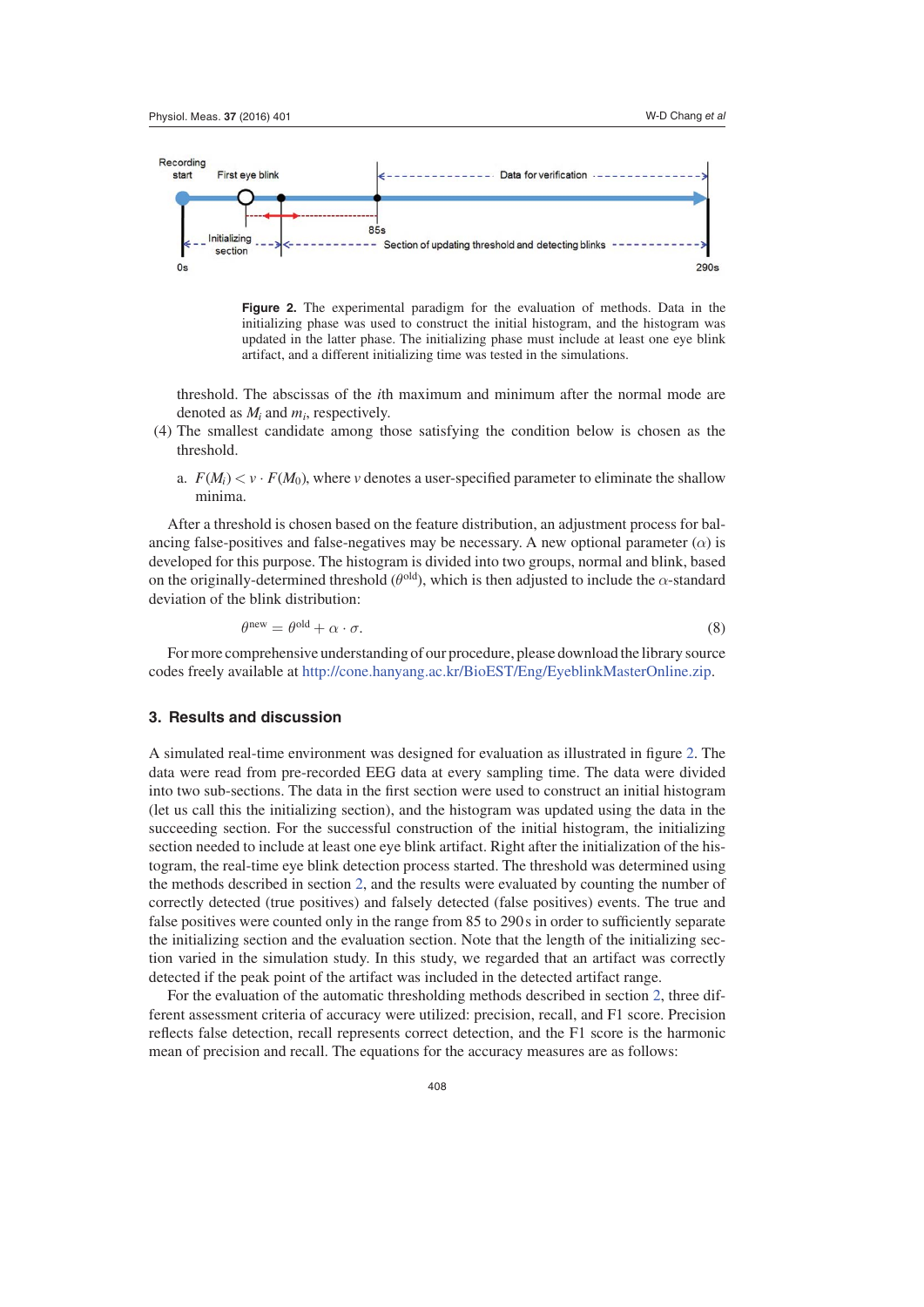Recording start

First eye blink

Data for verification

85s

Initializing section

Section of updating threshold and detecting blinks

0s

290s

**Figure 2.** The experimental paradigm for the evaluation of methods. Data in the initializing phase was used to construct the initial histogram, and the histogram was updated in the latter phase. The initializing phase must include at least one eye blink artifact, and a different initializing time was tested in the simulations.

threshold. The abscissas of the $i$th maximum and minimum after the normal mode are denoted as $M_i$ and $m_i$, respectively.

(4) The smallest candidate among those satisfying the condition below is chosen as the threshold.

a. $F(M_i) < v \cdot F(M_0)$, where $v$ denotes a user-specified parameter to eliminate the shallow minima.

After a threshold is chosen based on the feature distribution, an adjustment process for balancing false-positives and false-negatives may be necessary. A new optional parameter ($\alpha$) is developed for this purpose. The histogram is divided into two groups, normal and blink, based on the originally-determined threshold ($\theta^{\text{old}}$), which is then adjusted to include the $\alpha$-standard deviation of the blink distribution:

$$\theta^{\text{new}} = \theta^{\text{old}} + \alpha \cdot \sigma. \tag{8}$$

For more comprehensive understanding of our procedure, please download the library source codes freely available at http://cone.hanyang.ac.kr/BioEST/Eng/EyeblinkMasterOnline.zip.

## 3. Results and discussion

A simulated real-time environment was designed for evaluation as illustrated in figure 2. The data were read from pre-recorded EEG data at every sampling time. The data were divided into two sub-sections. The data in the first section were used to construct an initial histogram (let us call this the initializing section), and the histogram was updated using the data in the succeeding section. For the successful construction of the initial histogram, the initializing section needed to include at least one eye blink artifact. Right after the initialization of the histogram, the real-time eye blink detection process started. The threshold was determined using the methods described in section 2, and the results were evaluated by counting the number of correctly detected (true positives) and falsely detected (false positives) events. The true and false positives were counted only in the range from 85 to 290 s in order to sufficiently separate the initializing section and the evaluation section. Note that the length of the initializing section varied in the simulation study. In this study, we regarded that an artifact was correctly detected if the peak point of the artifact was included in the detected artifact range.

For the evaluation of the automatic thresholding methods described in section 2, three different assessment criteria of accuracy were utilized: precision, recall, and F1 score. Precision reflects false detection, recall represents correct detection, and the F1 score is the harmonic mean of precision and recall. The equations for the accuracy measures are as follows: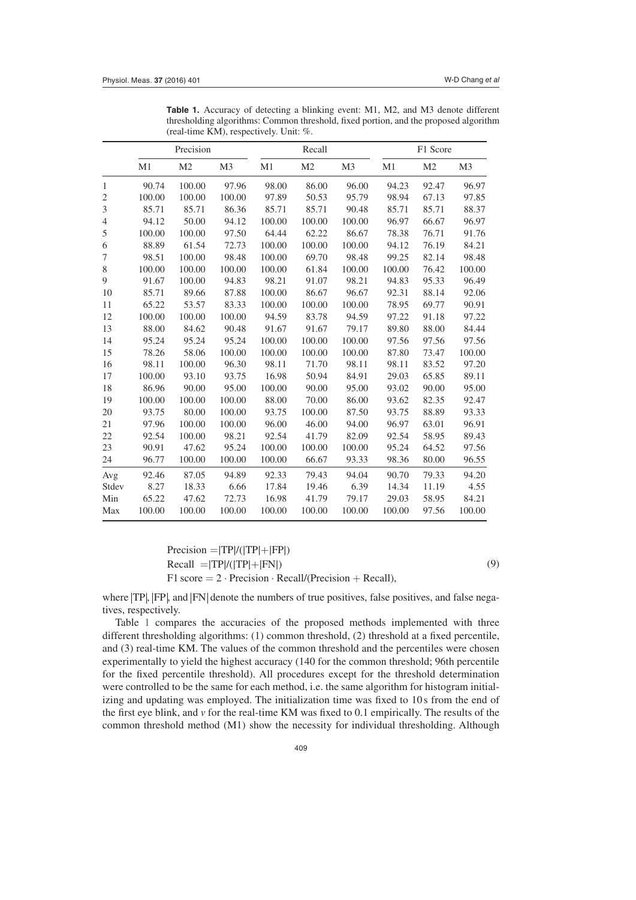**Table 1.** Accuracy of detecting a blinking event: M1, M2, and M3 denote different thresholding algorithms: Common threshold, fixed portion, and the proposed algorithm (real-time KM), respectively. Unit: %.

| | Precision | | | Recall | | | F1 Score | | |
|---|---|---|---|---|---|---|---|---|---|
| | M1 | M2 | M3 | M1 | M2 | M3 | M1 | M2 | M3 |
| 1 | 90.74 | 100.00 | 97.96 | 98.00 | 86.00 | 96.00 | 94.23 | 92.47 | 96.97 |
| 2 | 100.00 | 100.00 | 100.00 | 97.89 | 50.53 | 95.79 | 98.94 | 67.13 | 97.85 |
| 3 | 85.71 | 85.71 | 86.36 | 85.71 | 85.71 | 90.48 | 85.71 | 85.71 | 88.37 |
| 4 | 94.12 | 50.00 | 94.12 | 100.00 | 100.00 | 100.00 | 96.97 | 66.67 | 96.97 |
| 5 | 100.00 | 100.00 | 97.50 | 64.44 | 62.22 | 86.67 | 78.38 | 76.71 | 91.76 |
| 6 | 88.89 | 61.54 | 72.73 | 100.00 | 100.00 | 100.00 | 94.12 | 76.19 | 84.21 |
| 7 | 98.51 | 100.00 | 98.48 | 100.00 | 69.70 | 98.48 | 99.25 | 82.14 | 98.48 |
| 8 | 100.00 | 100.00 | 100.00 | 100.00 | 61.84 | 100.00 | 100.00 | 76.42 | 100.00 |
| 9 | 91.67 | 100.00 | 94.83 | 98.21 | 91.07 | 98.21 | 94.83 | 95.33 | 96.49 |
| 10 | 85.71 | 89.66 | 87.88 | 100.00 | 86.67 | 96.67 | 92.31 | 88.14 | 92.06 |
| 11 | 65.22 | 53.57 | 83.33 | 100.00 | 100.00 | 100.00 | 78.95 | 69.77 | 90.91 |
| 12 | 100.00 | 100.00 | 100.00 | 94.59 | 83.78 | 94.59 | 97.22 | 91.18 | 97.22 |
| 13 | 88.00 | 84.62 | 90.48 | 91.67 | 91.67 | 79.17 | 89.80 | 88.00 | 84.44 |
| 14 | 95.24 | 95.24 | 95.24 | 100.00 | 100.00 | 100.00 | 97.56 | 97.56 | 97.56 |
| 15 | 78.26 | 58.06 | 100.00 | 100.00 | 100.00 | 100.00 | 87.80 | 73.47 | 100.00 |
| 16 | 98.11 | 100.00 | 96.30 | 98.11 | 71.70 | 98.11 | 98.11 | 83.52 | 97.20 |
| 17 | 100.00 | 93.10 | 93.75 | 16.98 | 50.94 | 84.91 | 29.03 | 65.85 | 89.11 |
| 18 | 86.96 | 90.00 | 95.00 | 100.00 | 90.00 | 95.00 | 93.02 | 90.00 | 95.00 |
| 19 | 100.00 | 100.00 | 100.00 | 88.00 | 70.00 | 86.00 | 93.62 | 82.35 | 92.47 |
| 20 | 93.75 | 80.00 | 100.00 | 93.75 | 100.00 | 87.50 | 93.75 | 88.89 | 93.33 |
| 21 | 97.96 | 100.00 | 100.00 | 96.00 | 46.00 | 94.00 | 96.97 | 63.01 | 96.91 |
| 22 | 92.54 | 100.00 | 98.21 | 92.54 | 41.79 | 82.09 | 92.54 | 58.95 | 89.43 |
| 23 | 90.91 | 47.62 | 95.24 | 100.00 | 100.00 | 100.00 | 95.24 | 64.52 | 97.56 |
| 24 | 96.77 | 100.00 | 100.00 | 100.00 | 66.67 | 93.33 | 98.36 | 80.00 | 96.55 |
| Avg | 92.46 | 87.05 | 94.89 | 92.33 | 79.43 | 94.04 | 90.70 | 79.33 | 94.20 |
| Stdev | 8.27 | 18.33 | 6.66 | 17.84 | 19.46 | 6.39 | 14.34 | 11.19 | 4.55 |
| Min | 65.22 | 47.62 | 72.73 | 16.98 | 41.79 | 79.17 | 29.03 | 58.95 | 84.21 |
| Max | 100.00 | 100.00 | 100.00 | 100.00 | 100.00 | 100.00 | 100.00 | 97.56 | 100.00 |

$$
\begin{aligned}
&\text{Precision} = |\text{TP}|/(|\text{TP}|+|\text{FP}|) \\
&\text{Recall} = |\text{TP}|/(|\text{TP}|+|\text{FN}|) \\
&\text{F1 score} = 2 \cdot \text{Precision} \cdot \text{Recall}/(\text{Precision} + \text{Recall}),
\end{aligned}
\tag{9}
$$

where $|\text{TP}|$, $|\text{FP}|$, and $|\text{FN}|$ denote the numbers of true positives, false positives, and false negatives, respectively.

Table 1 compares the accuracies of the proposed methods implemented with three different thresholding algorithms: (1) common threshold, (2) threshold at a fixed percentile, and (3) real-time KM. The values of the common threshold and the percentiles were chosen experimentally to yield the highest accuracy (140 for the common threshold; 96th percentile for the fixed percentile threshold). All procedures except for the threshold determination were controlled to be the same for each method, i.e. the same algorithm for histogram initializing and updating was employed. The initialization time was fixed to 10 s from the end of the first eye blink, and $v$ for the real-time KM was fixed to 0.1 empirically. The results of the common threshold method (M1) show the necessity for individual thresholding. Although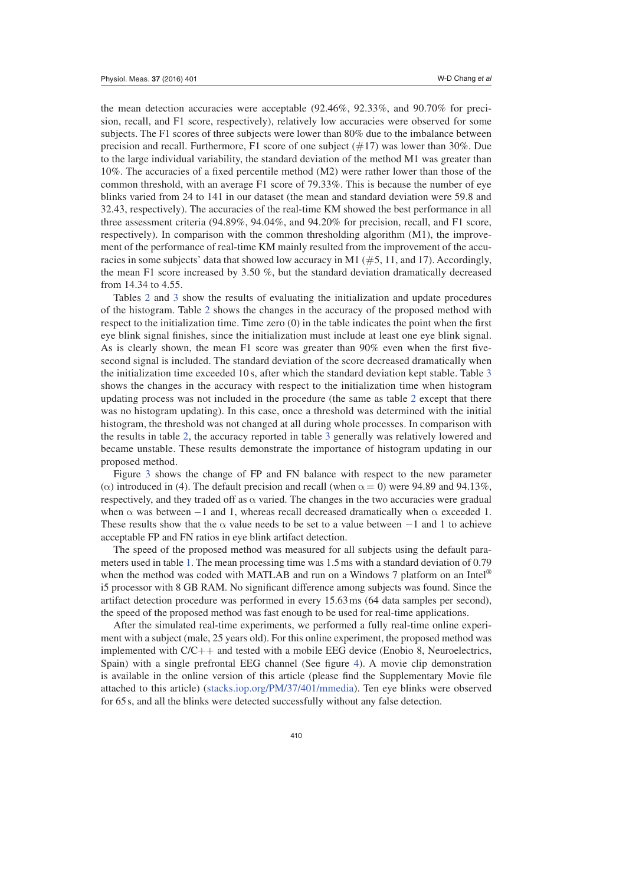the mean detection accuracies were acceptable (92.46%, 92.33%, and 90.70% for precision, recall, and F1 score, respectively), relatively low accuracies were observed for some subjects. The F1 scores of three subjects were lower than 80% due to the imbalance between precision and recall. Furthermore, F1 score of one subject (#17) was lower than 30%. Due to the large individual variability, the standard deviation of the method M1 was greater than 10%. The accuracies of a fixed percentile method (M2) were rather lower than those of the common threshold, with an average F1 score of 79.33%. This is because the number of eye blinks varied from 24 to 141 in our dataset (the mean and standard deviation were 59.8 and 32.43, respectively). The accuracies of the real-time KM showed the best performance in all three assessment criteria (94.89%, 94.04%, and 94.20% for precision, recall, and F1 score, respectively). In comparison with the common thresholding algorithm (M1), the improvement of the performance of real-time KM mainly resulted from the improvement of the accuracies in some subjects' data that showed low accuracy in M1 (#5, 11, and 17). Accordingly, the mean F1 score increased by 3.50 %, but the standard deviation dramatically decreased from 14.34 to 4.55.

Tables 2 and 3 show the results of evaluating the initialization and update procedures of the histogram. Table 2 shows the changes in the accuracy of the proposed method with respect to the initialization time. Time zero (0) in the table indicates the point when the first eye blink signal finishes, since the initialization must include at least one eye blink signal. As is clearly shown, the mean F1 score was greater than 90% even when the first five-second signal is included. The standard deviation of the score decreased dramatically when the initialization time exceeded 10 s, after which the standard deviation kept stable. Table 3 shows the changes in the accuracy with respect to the initialization time when histogram updating process was not included in the procedure (the same as table 2 except that there was no histogram updating). In this case, once a threshold was determined with the initial histogram, the threshold was not changed at all during whole processes. In comparison with the results in table 2, the accuracy reported in table 3 generally was relatively lowered and became unstable. These results demonstrate the importance of histogram updating in our proposed method.

Figure 3 shows the change of FP and FN balance with respect to the new parameter ($\alpha$) introduced in (4). The default precision and recall (when $\alpha = 0$) were 94.89 and 94.13%, respectively, and they traded off as $\alpha$ varied. The changes in the two accuracies were gradual when $\alpha$ was between $-1$ and 1, whereas recall decreased dramatically when $\alpha$ exceeded 1. These results show that the $\alpha$ value needs to be set to a value between $-1$ and 1 to achieve acceptable FP and FN ratios in eye blink artifact detection.

The speed of the proposed method was measured for all subjects using the default parameters used in table 1. The mean processing time was 1.5 ms with a standard deviation of 0.79 when the method was coded with MATLAB and run on a Windows 7 platform on an Intel® i5 processor with 8 GB RAM. No significant difference among subjects was found. Since the artifact detection procedure was performed in every 15.63 ms (64 data samples per second), the speed of the proposed method was fast enough to be used for real-time applications.

After the simulated real-time experiments, we performed a fully real-time online experiment with a subject (male, 25 years old). For this online experiment, the proposed method was implemented with C/C++ and tested with a mobile EEG device (Enobio 8, Neuroelectrics, Spain) with a single prefrontal EEG channel (See figure 4). A movie clip demonstration is available in the online version of this article (please find the Supplementary Movie file attached to this article) (stacks.iop.org/PM/37/401/mmedia). Ten eye blinks were observed for 65 s, and all the blinks were detected successfully without any false detection.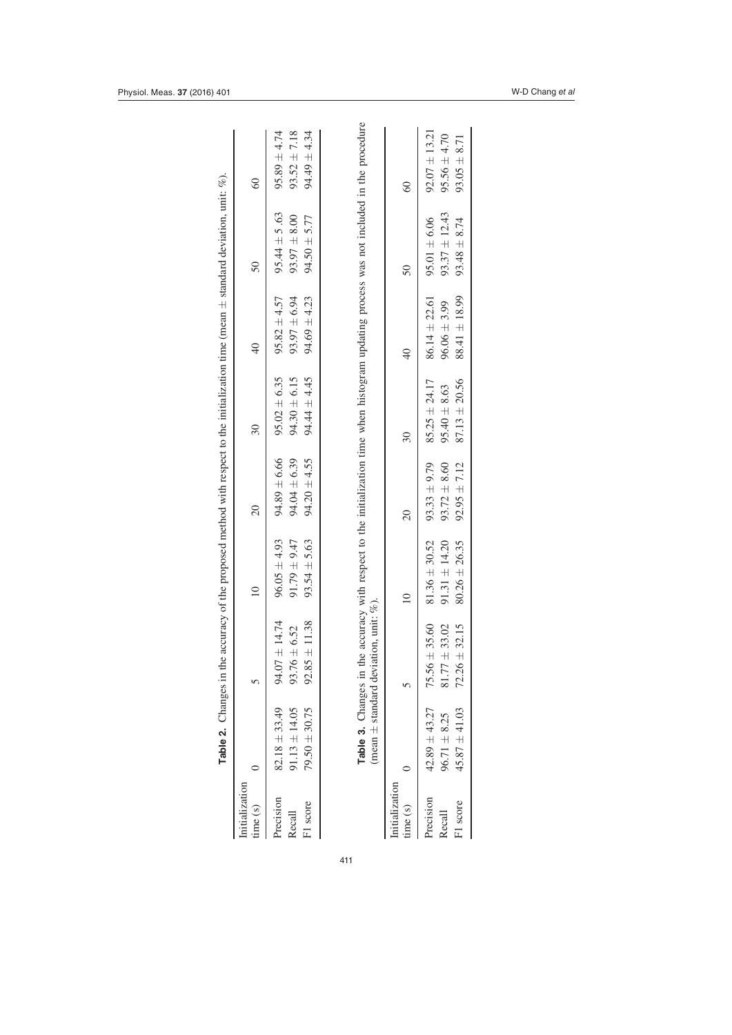**Table 2.** Changes in the accuracy of the proposed method with respect to the initialization time (mean ± standard deviation, unit: %).

| Initialization time (s) | 0 | 5 | 10 | 20 | 30 | 40 | 50 | 60 |
|---|---|---|---|---|---|---|---|---|
| Precision | 82.18 ± 33.49 | 94.07 ± 14.74 | 96.05 ± 4.93 | 94.89 ± 6.66 | 95.02 ± 6.35 | 95.82 ± 4.57 | 95.44 ± 5.63 | 95.89 ± 4.74 |
| Recall | 91.13 ± 14.05 | 93.76 ± 6.52 | 91.79 ± 9.47 | 94.04 ± 6.39 | 94.30 ± 6.15 | 93.97 ± 6.94 | 93.97 ± 8.00 | 93.52 ± 7.18 |
| F1 score | 79.50 ± 30.75 | 92.85 ± 11.38 | 93.54 ± 5.63 | 94.20 ± 4.55 | 94.44 ± 4.45 | 94.69 ± 4.23 | 94.50 ± 5.77 | 94.49 ± 4.34 |

**Table 3.** Changes in the accuracy with respect to the initialization time when histogram updating process was not included in the procedure (mean ± standard deviation, unit: %).

| Initialization time (s) | 0 | 5 | 10 | 20 | 30 | 40 | 50 | 60 |
|---|---|---|---|---|---|---|---|---|
| Precision | 42.89 ± 43.27 | 75.56 ± 35.60 | 81.36 ± 30.52 | 93.33 ± 9.79 | 85.25 ± 24.17 | 86.14 ± 22.61 | 95.01 ± 6.06 | 92.07 ± 13.21 |
| Recall | 96.71 ± 8.25 | 81.77 ± 33.02 | 91.31 ± 14.20 | 93.72 ± 8.60 | 95.40 ± 8.63 | 96.06 ± 3.99 | 93.37 ± 12.43 | 95.56 ± 4.70 |
| F1 score | 45.87 ± 41.03 | 72.26 ± 32.15 | 80.26 ± 26.35 | 92.95 ± 7.12 | 87.13 ± 20.56 | 88.41 ± 18.99 | 93.48 ± 8.74 | 93.05 ± 8.71 |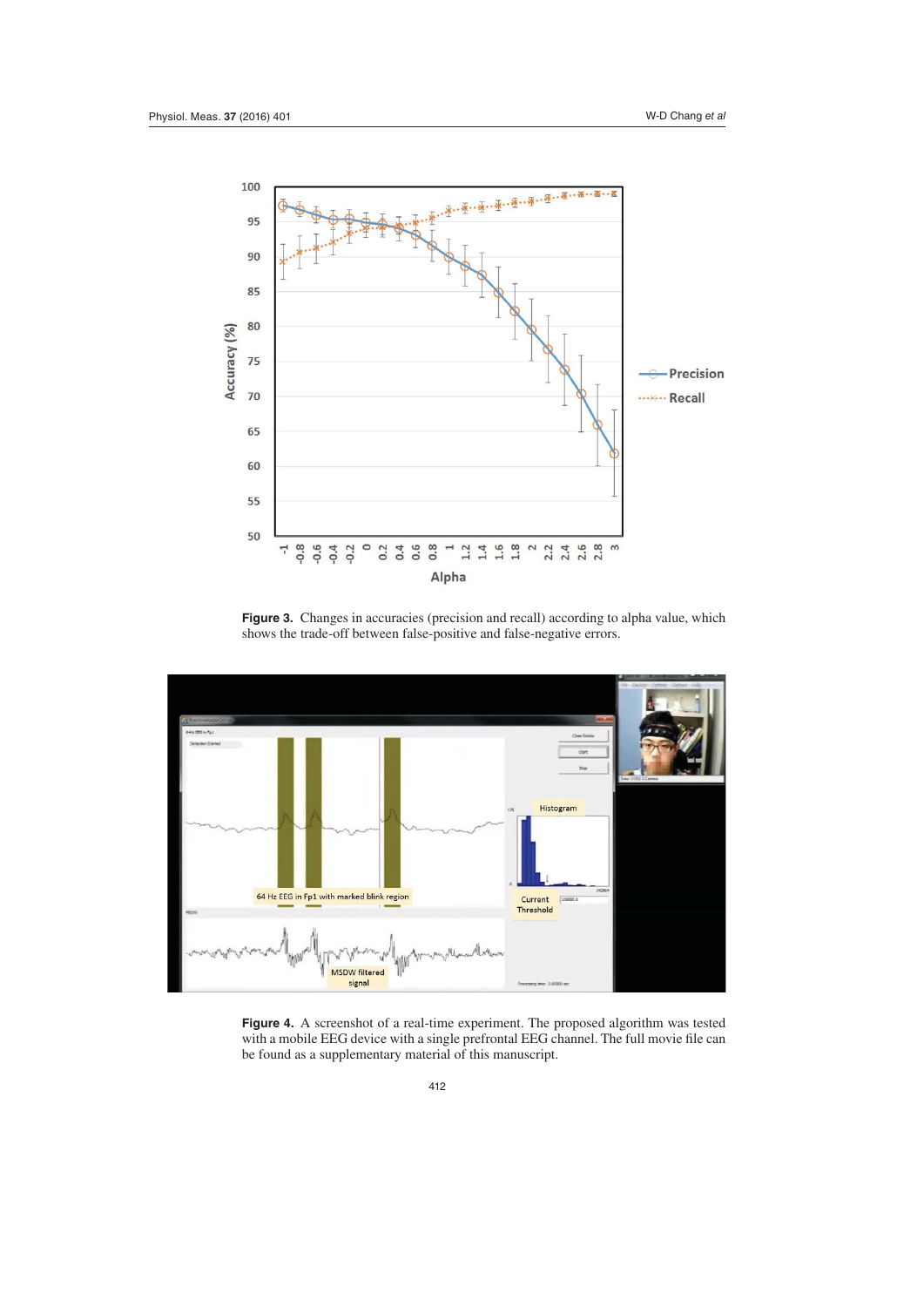**Figure 3.** Changes in accuracies (precision and recall) according to alpha value, which shows the trade-off between false-positive and false-negative errors.

**Figure 4.** A screenshot of a real-time experiment. The proposed algorithm was tested with a mobile EEG device with a single prefrontal EEG channel. The full movie file can be found as a supplementary material of this manuscript.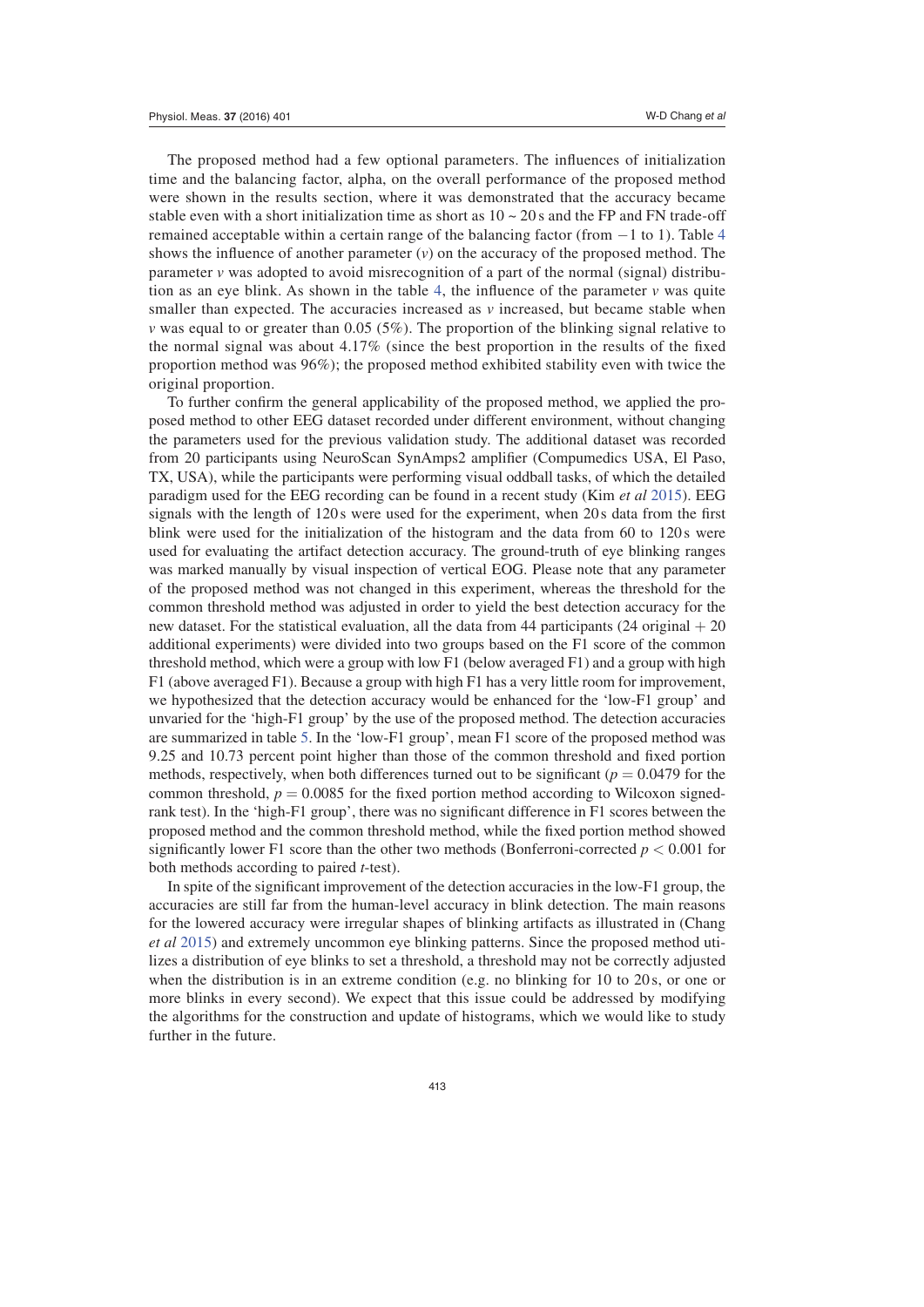The proposed method had a few optional parameters. The influences of initialization time and the balancing factor, alpha, on the overall performance of the proposed method were shown in the results section, where it was demonstrated that the accuracy became stable even with a short initialization time as short as 10 ~ 20 s and the FP and FN trade-off remained acceptable within a certain range of the balancing factor (from −1 to 1). Table 4 shows the influence of another parameter ($v$) on the accuracy of the proposed method. The parameter $v$ was adopted to avoid misrecognition of a part of the normal (signal) distribution as an eye blink. As shown in the table 4, the influence of the parameter $v$ was quite smaller than expected. The accuracies increased as $v$ increased, but became stable when $v$ was equal to or greater than 0.05 (5%). The proportion of the blinking signal relative to the normal signal was about 4.17% (since the best proportion in the results of the fixed proportion method was 96%); the proposed method exhibited stability even with twice the original proportion.

To further confirm the general applicability of the proposed method, we applied the proposed method to other EEG dataset recorded under different environment, without changing the parameters used for the previous validation study. The additional dataset was recorded from 20 participants using NeuroScan SynAmps2 amplifier (Compumedics USA, El Paso, TX, USA), while the participants were performing visual oddball tasks, of which the detailed paradigm used for the EEG recording can be found in a recent study (Kim *et al* 2015). EEG signals with the length of 120 s were used for the experiment, when 20 s data from the first blink were used for the initialization of the histogram and the data from 60 to 120 s were used for evaluating the artifact detection accuracy. The ground-truth of eye blinking ranges was marked manually by visual inspection of vertical EOG. Please note that any parameter of the proposed method was not changed in this experiment, whereas the threshold for the common threshold method was adjusted in order to yield the best detection accuracy for the new dataset. For the statistical evaluation, all the data from 44 participants (24 original + 20 additional experiments) were divided into two groups based on the F1 score of the common threshold method, which were a group with low F1 (below averaged F1) and a group with high F1 (above averaged F1). Because a group with high F1 has a very little room for improvement, we hypothesized that the detection accuracy would be enhanced for the 'low-F1 group' and unvaried for the 'high-F1 group' by the use of the proposed method. The detection accuracies are summarized in table 5. In the 'low-F1 group', mean F1 score of the proposed method was 9.25 and 10.73 percent point higher than those of the common threshold and fixed portion methods, respectively, when both differences turned out to be significant ($p = 0.0479$ for the common threshold, $p = 0.0085$ for the fixed portion method according to Wilcoxon signed-rank test). In the 'high-F1 group', there was no significant difference in F1 scores between the proposed method and the common threshold method, while the fixed portion method showed significantly lower F1 score than the other two methods (Bonferroni-corrected $p < 0.001$ for both methods according to paired *t*-test).

In spite of the significant improvement of the detection accuracies in the low-F1 group, the accuracies are still far from the human-level accuracy in blink detection. The main reasons for the lowered accuracy were irregular shapes of blinking artifacts as illustrated in (Chang *et al* 2015) and extremely uncommon eye blinking patterns. Since the proposed method utilizes a distribution of eye blinks to set a threshold, a threshold may not be correctly adjusted when the distribution is in an extreme condition (e.g. no blinking for 10 to 20 s, or one or more blinks in every second). We expect that this issue could be addressed by modifying the algorithms for the construction and update of histograms, which we would like to study further in the future.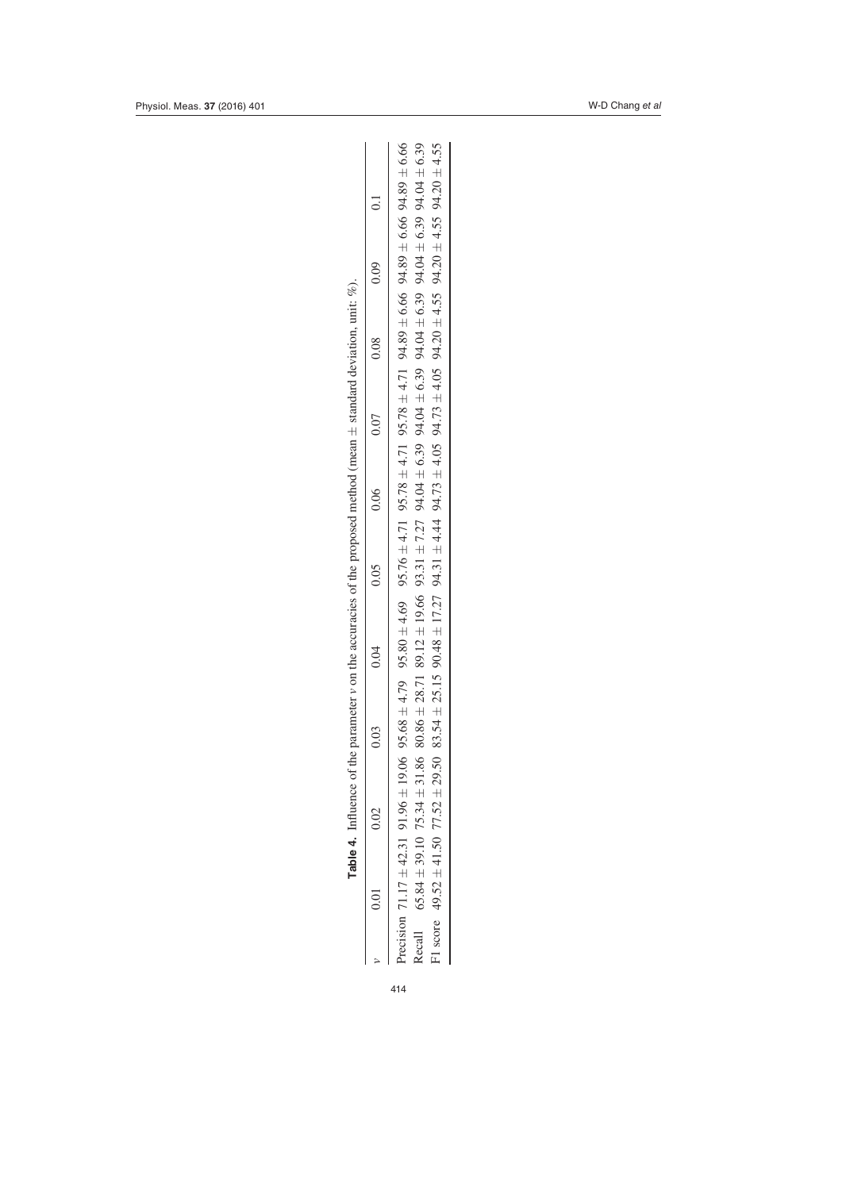**Table 4.** Influence of the parameter $v$ on the accuracies of the proposed method (mean ± standard deviation, unit: %).

| $v$ | 0.01 | 0.02 | 0.03 | 0.04 | 0.05 | 0.06 | 0.07 | 0.08 | 0.09 | 0.1 |
|---|---|---|---|---|---|---|---|---|---|---|
| Precision | 71.17 ± 42.31 | 91.96 ± 19.06 | 95.68 ± 4.79 | 95.80 ± 4.69 | 95.76 ± 4.71 | 95.78 ± 4.71 | 95.78 ± 4.71 | 94.89 ± 6.66 | 94.89 ± 6.66 | 94.89 ± 6.66 |
| Recall | 65.84 ± 39.10 | 75.34 ± 31.86 | 80.86 ± 28.71 | 89.12 ± 19.66 | 93.31 ± 7.27 | 94.04 ± 6.39 | 94.04 ± 6.39 | 94.04 ± 6.39 | 94.04 ± 6.39 | 94.04 ± 6.39 |
| F1 score | 49.52 ± 41.50 | 77.52 ± 29.50 | 83.54 ± 25.15 | 90.48 ± 17.27 | 94.31 ± 4.44 | 94.73 ± 4.05 | 94.73 ± 4.05 | 94.20 ± 4.55 | 94.20 ± 4.55 | 94.20 ± 4.55 |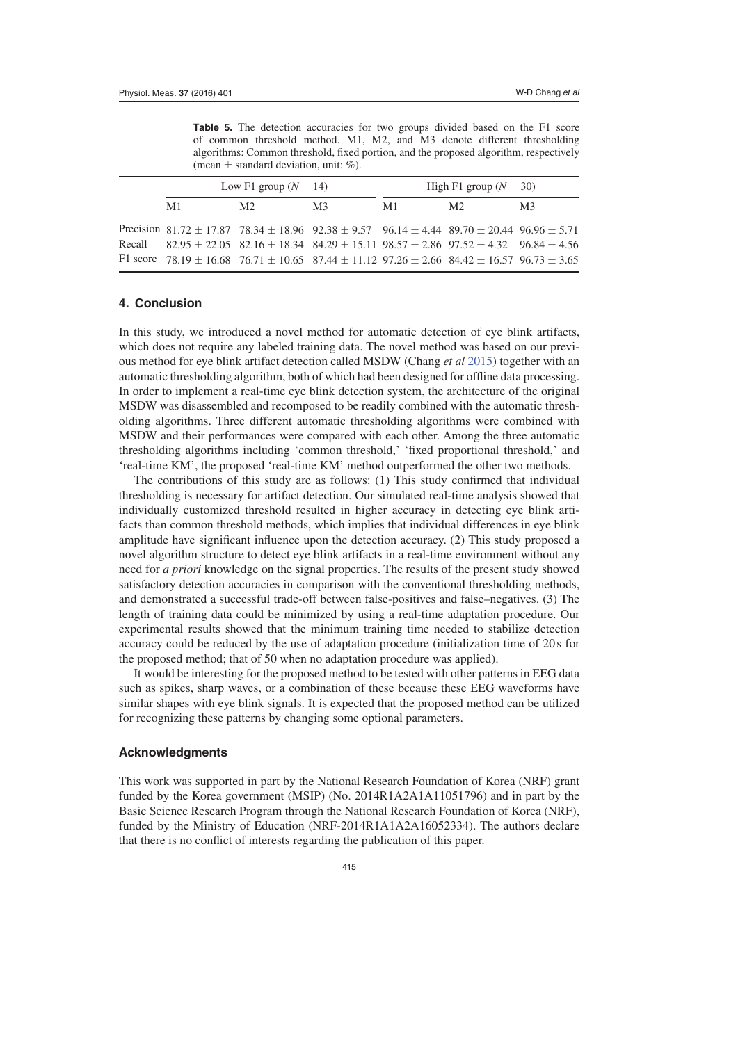**Table 5.** The detection accuracies for two groups divided based on the F1 score of common threshold method. M1, M2, and M3 denote different thresholding algorithms: Common threshold, fixed portion, and the proposed algorithm, respectively (mean ± standard deviation, unit: %).

| | Low F1 group ($N = 14$) | | | High F1 group ($N = 30$) | | |
|---|---|---|---|---|---|---|
| | M1 | M2 | M3 | M1 | M2 | M3 |
| Precision | 81.72 ± 17.87 | 78.34 ± 18.96 | 92.38 ± 9.57 | 96.14 ± 4.44 | 89.70 ± 20.44 | 96.96 ± 5.71 |
| Recall | 82.95 ± 22.05 | 82.16 ± 18.34 | 84.29 ± 15.11 | 98.57 ± 2.86 | 97.52 ± 4.32 | 96.84 ± 4.56 |
| F1 score | 78.19 ± 16.68 | 76.71 ± 10.65 | 87.44 ± 11.12 | 97.26 ± 2.66 | 84.42 ± 16.57 | 96.73 ± 3.65 |

## 4. Conclusion

In this study, we introduced a novel method for automatic detection of eye blink artifacts, which does not require any labeled training data. The novel method was based on our previous method for eye blink artifact detection called MSDW (Chang *et al* 2015) together with an automatic thresholding algorithm, both of which had been designed for offline data processing. In order to implement a real-time eye blink detection system, the architecture of the original MSDW was disassembled and recomposed to be readily combined with the automatic thresholding algorithms. Three different automatic thresholding algorithms were combined with MSDW and their performances were compared with each other. Among the three automatic thresholding algorithms including 'common threshold,' 'fixed proportional threshold,' and 'real-time KM', the proposed 'real-time KM' method outperformed the other two methods.

The contributions of this study are as follows: (1) This study confirmed that individual thresholding is necessary for artifact detection. Our simulated real-time analysis showed that individually customized threshold resulted in higher accuracy in detecting eye blink artifacts than common threshold methods, which implies that individual differences in eye blink amplitude have significant influence upon the detection accuracy. (2) This study proposed a novel algorithm structure to detect eye blink artifacts in a real-time environment without any need for *a priori* knowledge on the signal properties. The results of the present study showed satisfactory detection accuracies in comparison with the conventional thresholding methods, and demonstrated a successful trade-off between false-positives and false–negatives. (3) The length of training data could be minimized by using a real-time adaptation procedure. Our experimental results showed that the minimum training time needed to stabilize detection accuracy could be reduced by the use of adaptation procedure (initialization time of 20 s for the proposed method; that of 50 when no adaptation procedure was applied).

It would be interesting for the proposed method to be tested with other patterns in EEG data such as spikes, sharp waves, or a combination of these because these EEG waveforms have similar shapes with eye blink signals. It is expected that the proposed method can be utilized for recognizing these patterns by changing some optional parameters.

### Acknowledgments

This work was supported in part by the National Research Foundation of Korea (NRF) grant funded by the Korea government (MSIP) (No. 2014R1A2A1A11051796) and in part by the Basic Science Research Program through the National Research Foundation of Korea (NRF), funded by the Ministry of Education (NRF-2014R1A1A2A16052334). The authors declare that there is no conflict of interests regarding the publication of this paper.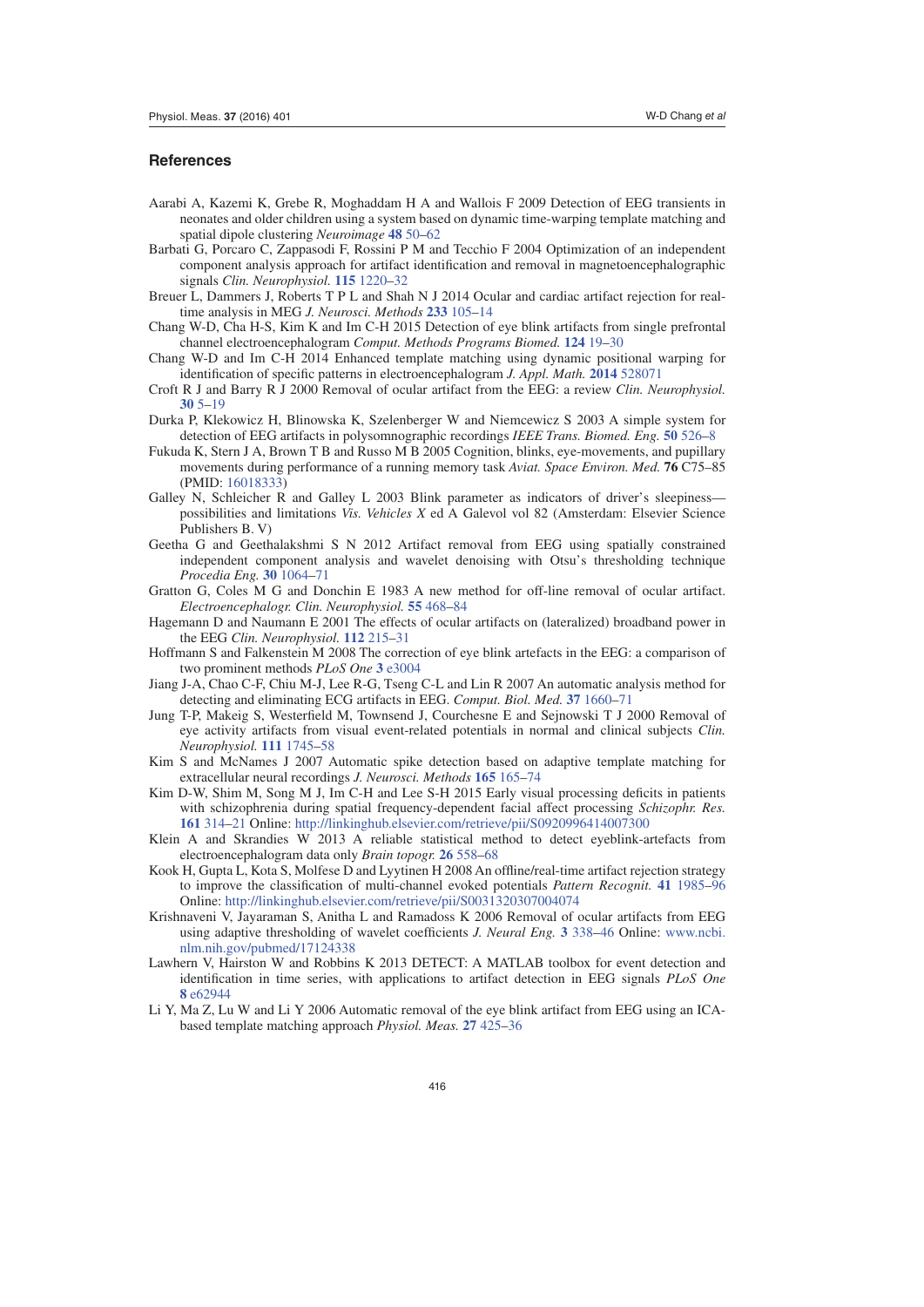## References

Aarabi A, Kazemi K, Grebe R, Moghaddam H A and Wallois F 2009 Detection of EEG transients in neonates and older children using a system based on dynamic time-warping template matching and spatial dipole clustering *Neuroimage* **48** 50–62

Barbati G, Porcaro C, Zappasodi F, Rossini P M and Tecchio F 2004 Optimization of an independent component analysis approach for artifact identification and removal in magnetoencephalographic signals *Clin. Neurophysiol.* **115** 1220–32

Breuer L, Dammers J, Roberts T P L and Shah N J 2014 Ocular and cardiac artifact rejection for real-time analysis in MEG *J. Neurosci. Methods* **233** 105–14

Chang W-D, Cha H-S, Kim K and Im C-H 2015 Detection of eye blink artifacts from single prefrontal channel electroencephalogram *Comput. Methods Programs Biomed.* **124** 19–30

Chang W-D and Im C-H 2014 Enhanced template matching using dynamic positional warping for identification of specific patterns in electroencephalogram *J. Appl. Math.* **2014** 528071

Croft R J and Barry R J 2000 Removal of ocular artifact from the EEG: a review *Clin. Neurophysiol.* **30** 5–19

Durka P, Klekowicz H, Blinowska K, Szelenberger W and Niemcewicz S 2003 A simple system for detection of EEG artifacts in polysomnographic recordings *IEEE Trans. Biomed. Eng.* **50** 526–8

Fukuda K, Stern J A, Brown T B and Russo M B 2005 Cognition, blinks, eye-movements, and pupillary movements during performance of a running memory task *Aviat. Space Environ. Med.* **76** C75–85 (PMID: 16018333)

Galley N, Schleicher R and Galley L 2003 Blink parameter as indicators of driver's sleepiness—possibilities and limitations *Vis. Vehicles X* ed A Galevol vol 82 (Amsterdam: Elsevier Science Publishers B. V)

Geetha G and Geethalakshmi S N 2012 Artifact removal from EEG using spatially constrained independent component analysis and wavelet denoising with Otsu's thresholding technique *Procedia Eng.* **30** 1064–71

Gratton G, Coles M G and Donchin E 1983 A new method for off-line removal of ocular artifact. *Electroencephalogr. Clin. Neurophysiol.* **55** 468–84

Hagemann D and Naumann E 2001 The effects of ocular artifacts on (lateralized) broadband power in the EEG *Clin. Neurophysiol.* **112** 215–31

Hoffmann S and Falkenstein M 2008 The correction of eye blink artefacts in the EEG: a comparison of two prominent methods *PLoS One* **3** e3004

Jiang J-A, Chao C-F, Chiu M-J, Lee R-G, Tseng C-L and Lin R 2007 An automatic analysis method for detecting and eliminating ECG artifacts in EEG. *Comput. Biol. Med.* **37** 1660–71

Jung T-P, Makeig S, Westerfield M, Townsend J, Courchesne E and Sejnowski T J 2000 Removal of eye activity artifacts from visual event-related potentials in normal and clinical subjects *Clin. Neurophysiol.* **111** 1745–58

Kim S and McNames J 2007 Automatic spike detection based on adaptive template matching for extracellular neural recordings *J. Neurosci. Methods* **165** 165–74

Kim D-W, Shim M, Song M J, Im C-H and Lee S-H 2015 Early visual processing deficits in patients with schizophrenia during spatial frequency-dependent facial affect processing *Schizophr. Res.* **161** 314–21 Online: http://linkinghub.elsevier.com/retrieve/pii/S0920996414007300

Klein A and Skrandies W 2013 A reliable statistical method to detect eyeblink-artefacts from electroencephalogram data only *Brain topogr.* **26** 558–68

Kook H, Gupta L, Kota S, Molfese D and Lyytinen H 2008 An offline/real-time artifact rejection strategy to improve the classification of multi-channel evoked potentials *Pattern Recognit.* **41** 1985–96 Online: http://linkinghub.elsevier.com/retrieve/pii/S0031320307004074

Krishnaveni V, Jayaraman S, Anitha L and Ramadoss K 2006 Removal of ocular artifacts from EEG using adaptive thresholding of wavelet coefficients *J. Neural Eng.* **3** 338–46 Online: www.ncbi.nlm.nih.gov/pubmed/17124338

Lawhern V, Hairston W and Robbins K 2013 DETECT: A MATLAB toolbox for event detection and identification in time series, with applications to artifact detection in EEG signals *PLoS One* **8** e62944

Li Y, Ma Z, Lu W and Li Y 2006 Automatic removal of the eye blink artifact from EEG using an ICA-based template matching approach *Physiol. Meas.* **27** 425–36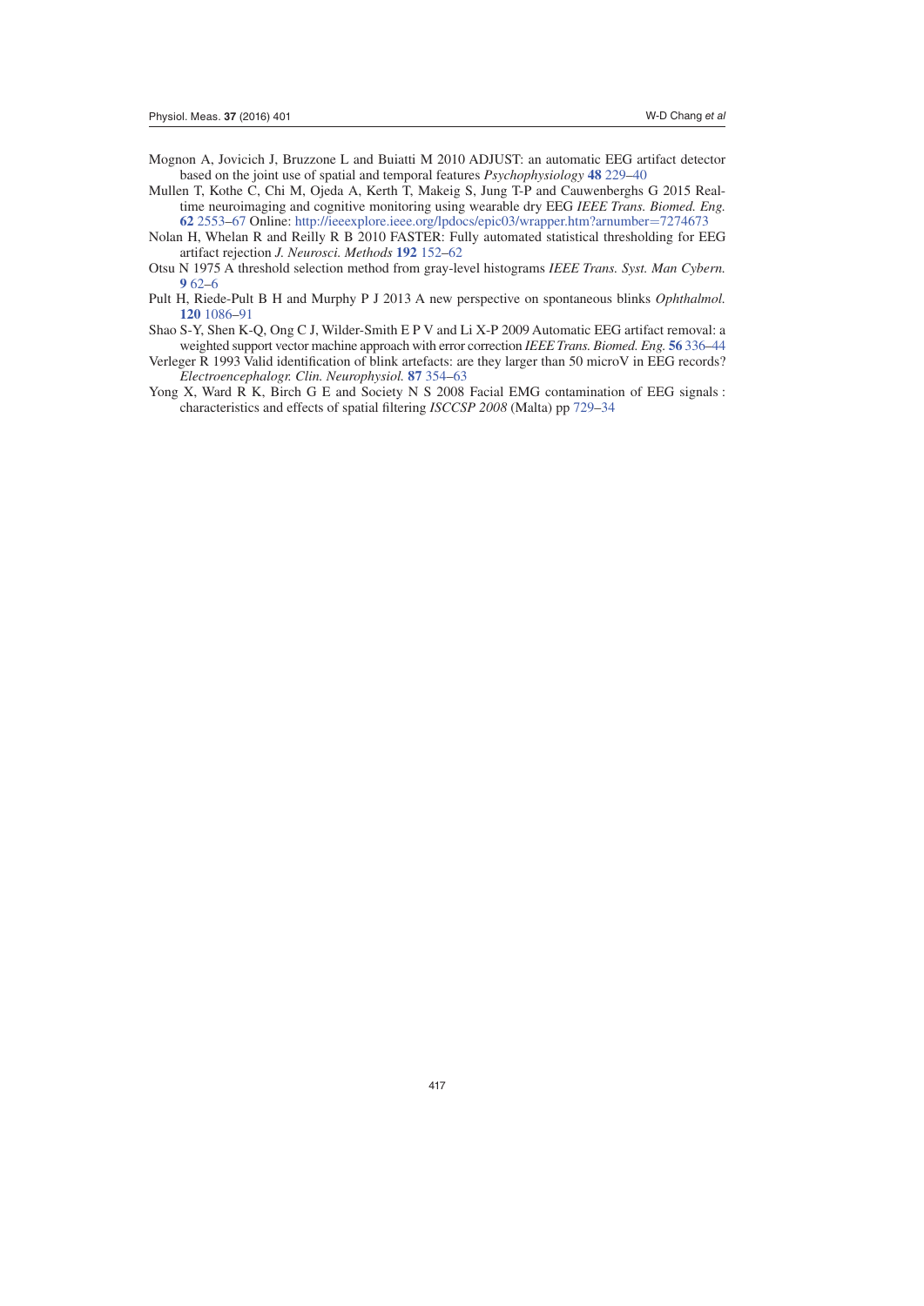Mognon A, Jovicich J, Bruzzone L and Buiatti M 2010 ADJUST: an automatic EEG artifact detector based on the joint use of spatial and temporal features *Psychophysiology* **48** 229–40

Mullen T, Kothe C, Chi M, Ojeda A, Kerth T, Makeig S, Jung T-P and Cauwenberghs G 2015 Real-time neuroimaging and cognitive monitoring using wearable dry EEG *IEEE Trans. Biomed. Eng.* **62** 2553–67 Online: http://ieeexplore.ieee.org/lpdocs/epic03/wrapper.htm?arnumber=7274673

Nolan H, Whelan R and Reilly R B 2010 FASTER: Fully automated statistical thresholding for EEG artifact rejection *J. Neurosci. Methods* **192** 152–62

Otsu N 1975 A threshold selection method from gray-level histograms *IEEE Trans. Syst. Man Cybern.* **9** 62–6

Pult H, Riede-Pult B H and Murphy P J 2013 A new perspective on spontaneous blinks *Ophthalmol.* **120** 1086–91

Shao S-Y, Shen K-Q, Ong C J, Wilder-Smith E P V and Li X-P 2009 Automatic EEG artifact removal: a weighted support vector machine approach with error correction *IEEE Trans. Biomed. Eng.* **56** 336–44

Verleger R 1993 Valid identification of blink artefacts: are they larger than 50 microV in EEG records? *Electroencephalogr. Clin. Neurophysiol.* **87** 354–63

Yong X, Ward R K, Birch G E and Society N S 2008 Facial EMG contamination of EEG signals : characteristics and effects of spatial filtering *ISCCSP 2008* (Malta) pp 729–34